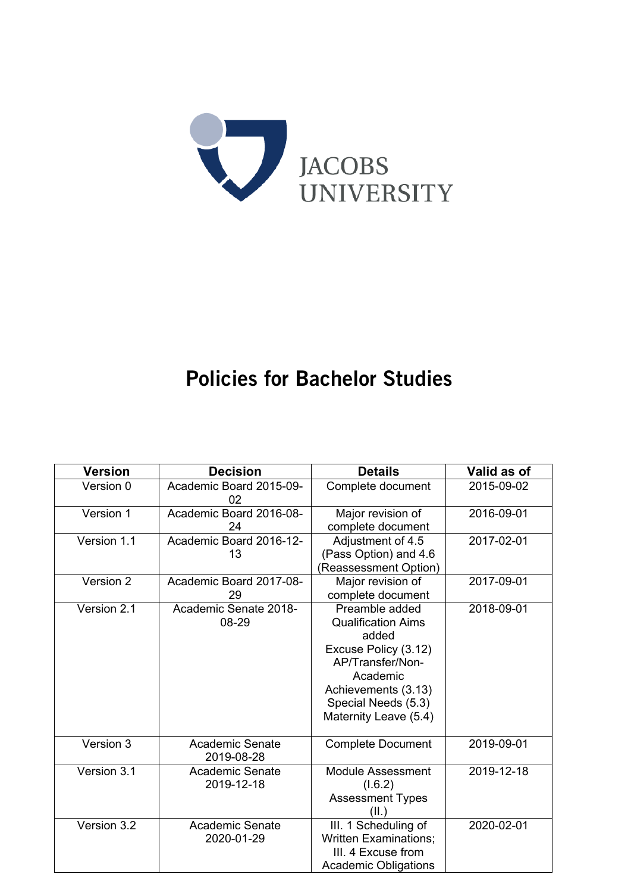JACOBS UNIVERSITY

# Policies for Bachelor Studies

| Version | Decision | Details | Valid as of |
|---|---|---|---|
| Version 0 | Academic Board 2015-09-02 | Complete document | 2015-09-02 |
| Version 1 | Academic Board 2016-08-24 | Major revision of complete document | 2016-09-01 |
| Version 1.1 | Academic Board 2016-12-13 | Adjustment of 4.5 (Pass Option) and 4.6 (Reassessment Option) | 2017-02-01 |
| Version 2 | Academic Board 2017-08-29 | Major revision of complete document | 2017-09-01 |
| Version 2.1 | Academic Senate 2018-08-29 | Preamble added<br>Qualification Aims added<br>Excuse Policy (3.12)<br>AP/Transfer/Non-Academic Achievements (3.13)<br>Special Needs (5.3)<br>Maternity Leave (5.4) | 2018-09-01 |
| Version 3 | Academic Senate 2019-08-28 | Complete Document | 2019-09-01 |
| Version 3.1 | Academic Senate 2019-12-18 | Module Assessment (I.6.2)<br>Assessment Types (II.) | 2019-12-18 |
| Version 3.2 | Academic Senate 2020-01-29 | III. 1 Scheduling of Written Examinations;<br>III. 4 Excuse from Academic Obligations | 2020-02-01 |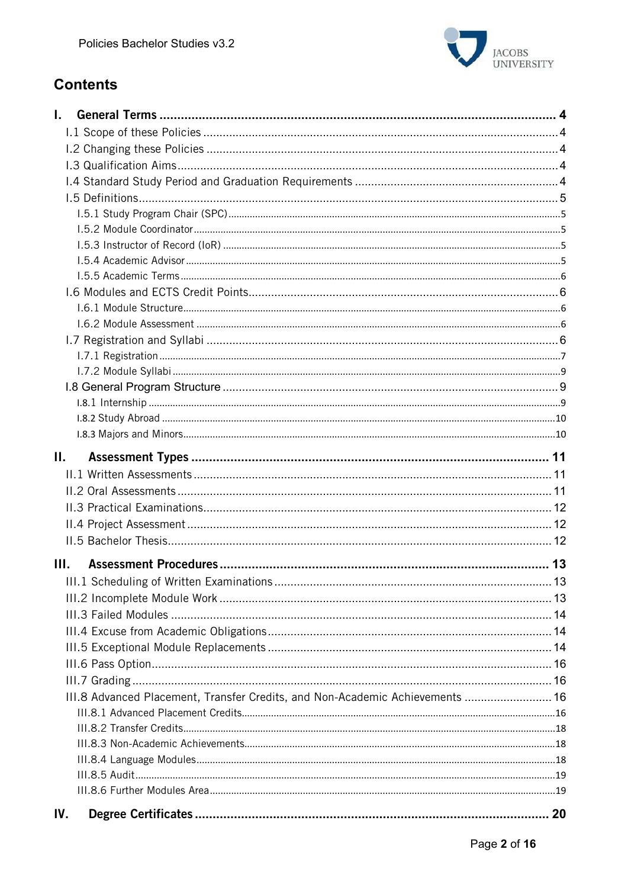# Contents

- **I. General Terms** — 4
  - I.1 Scope of these Policies — 4
  - I.2 Changing these Policies — 4
  - I.3 Qualification Aims — 4
  - I.4 Standard Study Period and Graduation Requirements — 4
  - I.5 Definitions — 5
    - I.5.1 Study Program Chair (SPC) — 5
    - I.5.2 Module Coordinator — 5
    - I.5.3 Instructor of Record (IoR) — 5
    - I.5.4 Academic Advisor — 5
    - I.5.5 Academic Terms — 6
  - I.6 Modules and ECTS Credit Points — 6
    - I.6.1 Module Structure — 6
    - I.6.2 Module Assessment — 6
  - I.7 Registration and Syllabi — 6
    - I.7.1 Registration — 7
    - I.7.2 Module Syllabi — 9
  - I.8 General Program Structure — 9
    - I.8.1 Internship — 9
    - I.8.2 Study Abroad — 10
    - I.8.3 Majors and Minors — 10
- **II. Assessment Types** — 11
  - II.1 Written Assessments — 11
  - II.2 Oral Assessments — 11
  - II.3 Practical Examinations — 12
  - II.4 Project Assessment — 12
  - II.5 Bachelor Thesis — 12
- **III. Assessment Procedures** — 13
  - III.1 Scheduling of Written Examinations — 13
  - III.2 Incomplete Module Work — 13
  - III.3 Failed Modules — 14
  - III.4 Excuse from Academic Obligations — 14
  - III.5 Exceptional Module Replacements — 14
  - III.6 Pass Option — 16
  - III.7 Grading — 16
  - III.8 Advanced Placement, Transfer Credits, and Non-Academic Achievements — 16
    - III.8.1 Advanced Placement Credits — 16
    - III.8.2 Transfer Credits — 18
    - III.8.3 Non-Academic Achievements — 18
    - III.8.4 Language Modules — 18
    - III.8.5 Audit — 19
    - III.8.6 Further Modules Area — 19
- **IV. Degree Certificates** — 20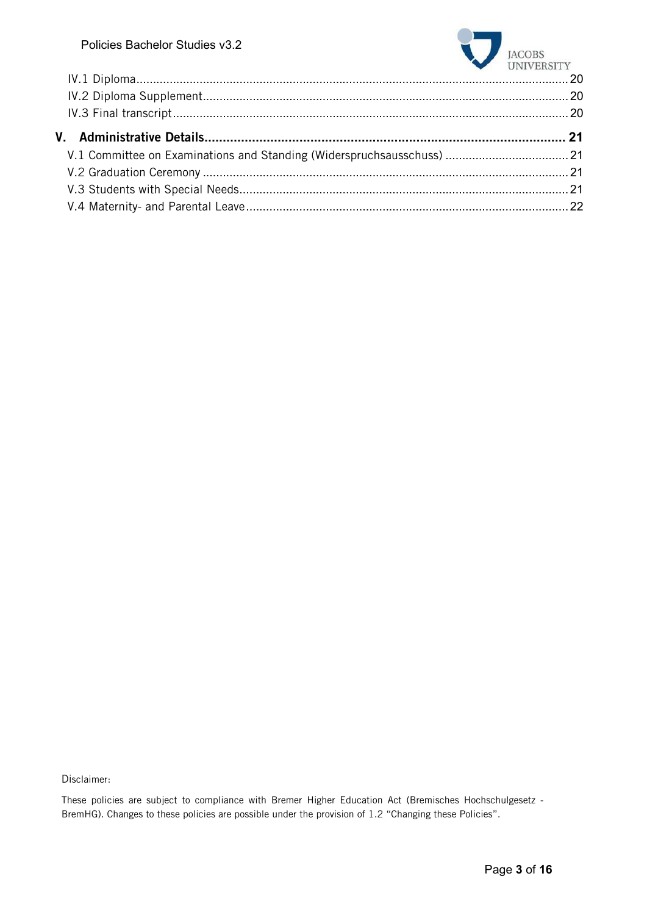IV.1 Diploma .......... 20
IV.2 Diploma Supplement .......... 20
IV.3 Final transcript .......... 20

**V. Administrative Details .......... 21**

V.1 Committee on Examinations and Standing (Widerspruchsausschuss) .......... 21
V.2 Graduation Ceremony .......... 21
V.3 Students with Special Needs .......... 21
V.4 Maternity- and Parental Leave .......... 22

Disclaimer:

These policies are subject to compliance with Bremer Higher Education Act (Bremisches Hochschulgesetz - BremHG). Changes to these policies are possible under the provision of 1.2 "Changing these Policies".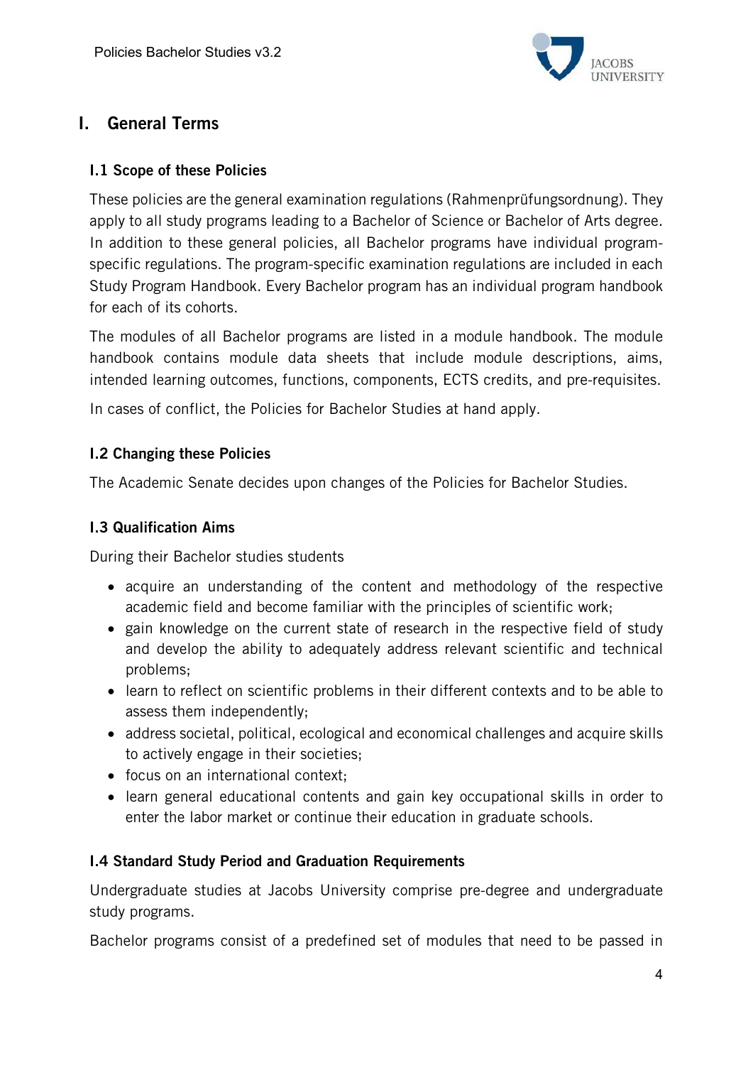# I. General Terms

## I.1 Scope of these Policies

These policies are the general examination regulations (Rahmenprüfungsordnung). They apply to all study programs leading to a Bachelor of Science or Bachelor of Arts degree. In addition to these general policies, all Bachelor programs have individual program-specific regulations. The program-specific examination regulations are included in each Study Program Handbook. Every Bachelor program has an individual program handbook for each of its cohorts.

The modules of all Bachelor programs are listed in a module handbook. The module handbook contains module data sheets that include module descriptions, aims, intended learning outcomes, functions, components, ECTS credits, and pre-requisites.

In cases of conflict, the Policies for Bachelor Studies at hand apply.

## I.2 Changing these Policies

The Academic Senate decides upon changes of the Policies for Bachelor Studies.

## I.3 Qualification Aims

During their Bachelor studies students

- acquire an understanding of the content and methodology of the respective academic field and become familiar with the principles of scientific work;
- gain knowledge on the current state of research in the respective field of study and develop the ability to adequately address relevant scientific and technical problems;
- learn to reflect on scientific problems in their different contexts and to be able to assess them independently;
- address societal, political, ecological and economical challenges and acquire skills to actively engage in their societies;
- focus on an international context;
- learn general educational contents and gain key occupational skills in order to enter the labor market or continue their education in graduate schools.

## I.4 Standard Study Period and Graduation Requirements

Undergraduate studies at Jacobs University comprise pre-degree and undergraduate study programs.

Bachelor programs consist of a predefined set of modules that need to be passed in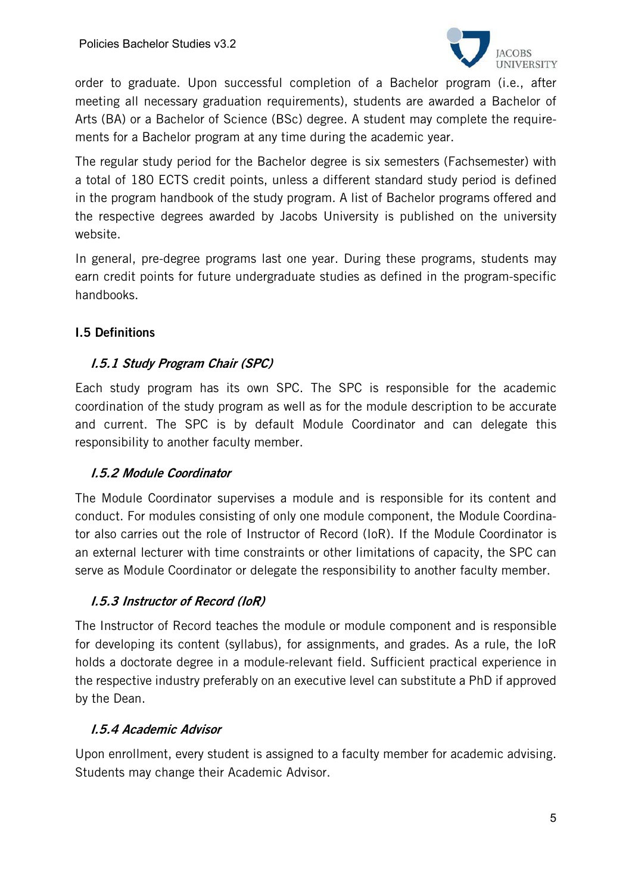order to graduate. Upon successful completion of a Bachelor program (i.e., after meeting all necessary graduation requirements), students are awarded a Bachelor of Arts (BA) or a Bachelor of Science (BSc) degree. A student may complete the requirements for a Bachelor program at any time during the academic year.

The regular study period for the Bachelor degree is six semesters (Fachsemester) with a total of 180 ECTS credit points, unless a different standard study period is defined in the program handbook of the study program. A list of Bachelor programs offered and the respective degrees awarded by Jacobs University is published on the university website.

In general, pre-degree programs last one year. During these programs, students may earn credit points for future undergraduate studies as defined in the program-specific handbooks.

## I.5 Definitions

### *I.5.1 Study Program Chair (SPC)*

Each study program has its own SPC. The SPC is responsible for the academic coordination of the study program as well as for the module description to be accurate and current. The SPC is by default Module Coordinator and can delegate this responsibility to another faculty member.

### *I.5.2 Module Coordinator*

The Module Coordinator supervises a module and is responsible for its content and conduct. For modules consisting of only one module component, the Module Coordinator also carries out the role of Instructor of Record (IoR). If the Module Coordinator is an external lecturer with time constraints or other limitations of capacity, the SPC can serve as Module Coordinator or delegate the responsibility to another faculty member.

### *I.5.3 Instructor of Record (IoR)*

The Instructor of Record teaches the module or module component and is responsible for developing its content (syllabus), for assignments, and grades. As a rule, the IoR holds a doctorate degree in a module-relevant field. Sufficient practical experience in the respective industry preferably on an executive level can substitute a PhD if approved by the Dean.

### *I.5.4 Academic Advisor*

Upon enrollment, every student is assigned to a faculty member for academic advising. Students may change their Academic Advisor.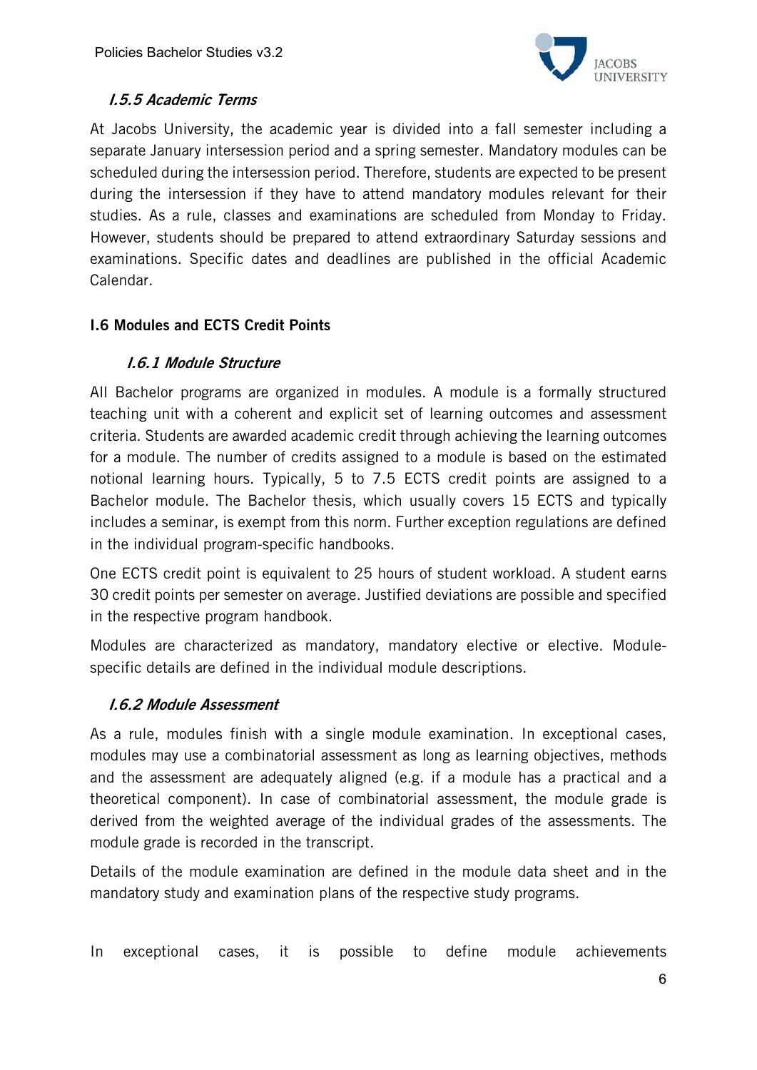### *I.5.5 Academic Terms*

At Jacobs University, the academic year is divided into a fall semester including a separate January intersession period and a spring semester. Mandatory modules can be scheduled during the intersession period. Therefore, students are expected to be present during the intersession if they have to attend mandatory modules relevant for their studies. As a rule, classes and examinations are scheduled from Monday to Friday. However, students should be prepared to attend extraordinary Saturday sessions and examinations. Specific dates and deadlines are published in the official Academic Calendar.

## I.6 Modules and ECTS Credit Points

### *I.6.1 Module Structure*

All Bachelor programs are organized in modules. A module is a formally structured teaching unit with a coherent and explicit set of learning outcomes and assessment criteria. Students are awarded academic credit through achieving the learning outcomes for a module. The number of credits assigned to a module is based on the estimated notional learning hours. Typically, 5 to 7.5 ECTS credit points are assigned to a Bachelor module. The Bachelor thesis, which usually covers 15 ECTS and typically includes a seminar, is exempt from this norm. Further exception regulations are defined in the individual program-specific handbooks.

One ECTS credit point is equivalent to 25 hours of student workload. A student earns 30 credit points per semester on average. Justified deviations are possible and specified in the respective program handbook.

Modules are characterized as mandatory, mandatory elective or elective. Module-specific details are defined in the individual module descriptions.

### *I.6.2 Module Assessment*

As a rule, modules finish with a single module examination. In exceptional cases, modules may use a combinatorial assessment as long as learning objectives, methods and the assessment are adequately aligned (e.g. if a module has a practical and a theoretical component). In case of combinatorial assessment, the module grade is derived from the weighted average of the individual grades of the assessments. The module grade is recorded in the transcript.

Details of the module examination are defined in the module data sheet and in the mandatory study and examination plans of the respective study programs.

In exceptional cases, it is possible to define module achievements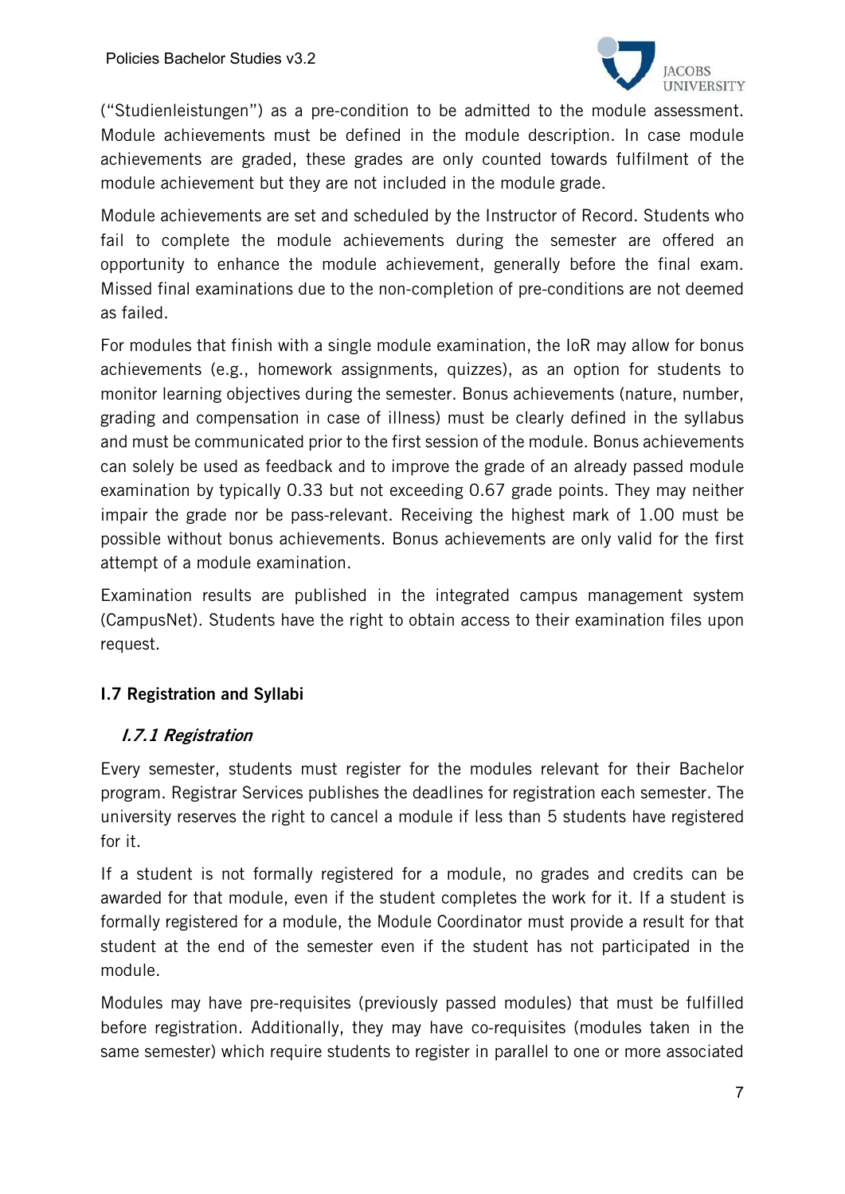("Studienleistungen") as a pre-condition to be admitted to the module assessment. Module achievements must be defined in the module description. In case module achievements are graded, these grades are only counted towards fulfilment of the module achievement but they are not included in the module grade.

Module achievements are set and scheduled by the Instructor of Record. Students who fail to complete the module achievements during the semester are offered an opportunity to enhance the module achievement, generally before the final exam. Missed final examinations due to the non-completion of pre-conditions are not deemed as failed.

For modules that finish with a single module examination, the IoR may allow for bonus achievements (e.g., homework assignments, quizzes), as an option for students to monitor learning objectives during the semester. Bonus achievements (nature, number, grading and compensation in case of illness) must be clearly defined in the syllabus and must be communicated prior to the first session of the module. Bonus achievements can solely be used as feedback and to improve the grade of an already passed module examination by typically 0.33 but not exceeding 0.67 grade points. They may neither impair the grade nor be pass-relevant. Receiving the highest mark of 1.00 must be possible without bonus achievements. Bonus achievements are only valid for the first attempt of a module examination.

Examination results are published in the integrated campus management system (CampusNet). Students have the right to obtain access to their examination files upon request.

## I.7 Registration and Syllabi

### *I.7.1 Registration*

Every semester, students must register for the modules relevant for their Bachelor program. Registrar Services publishes the deadlines for registration each semester. The university reserves the right to cancel a module if less than 5 students have registered for it.

If a student is not formally registered for a module, no grades and credits can be awarded for that module, even if the student completes the work for it. If a student is formally registered for a module, the Module Coordinator must provide a result for that student at the end of the semester even if the student has not participated in the module.

Modules may have pre-requisites (previously passed modules) that must be fulfilled before registration. Additionally, they may have co-requisites (modules taken in the same semester) which require students to register in parallel to one or more associated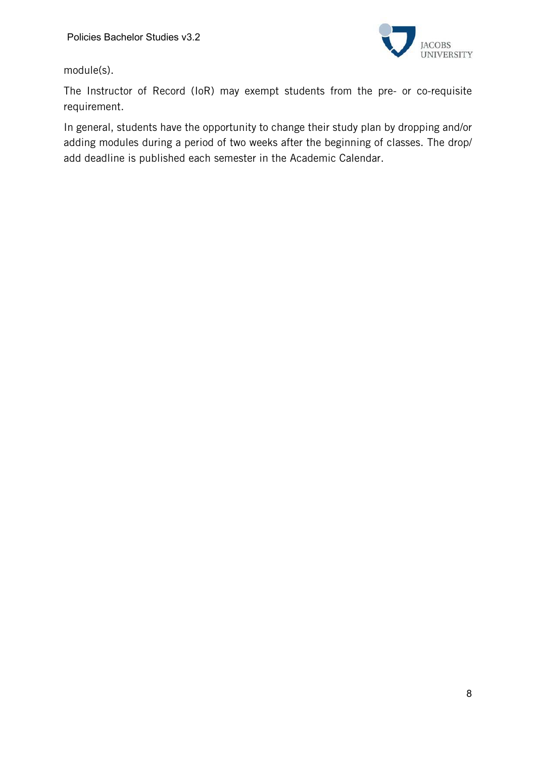module(s).

The Instructor of Record (IoR) may exempt students from the pre- or co-requisite requirement.

In general, students have the opportunity to change their study plan by dropping and/or adding modules during a period of two weeks after the beginning of classes. The drop/ add deadline is published each semester in the Academic Calendar.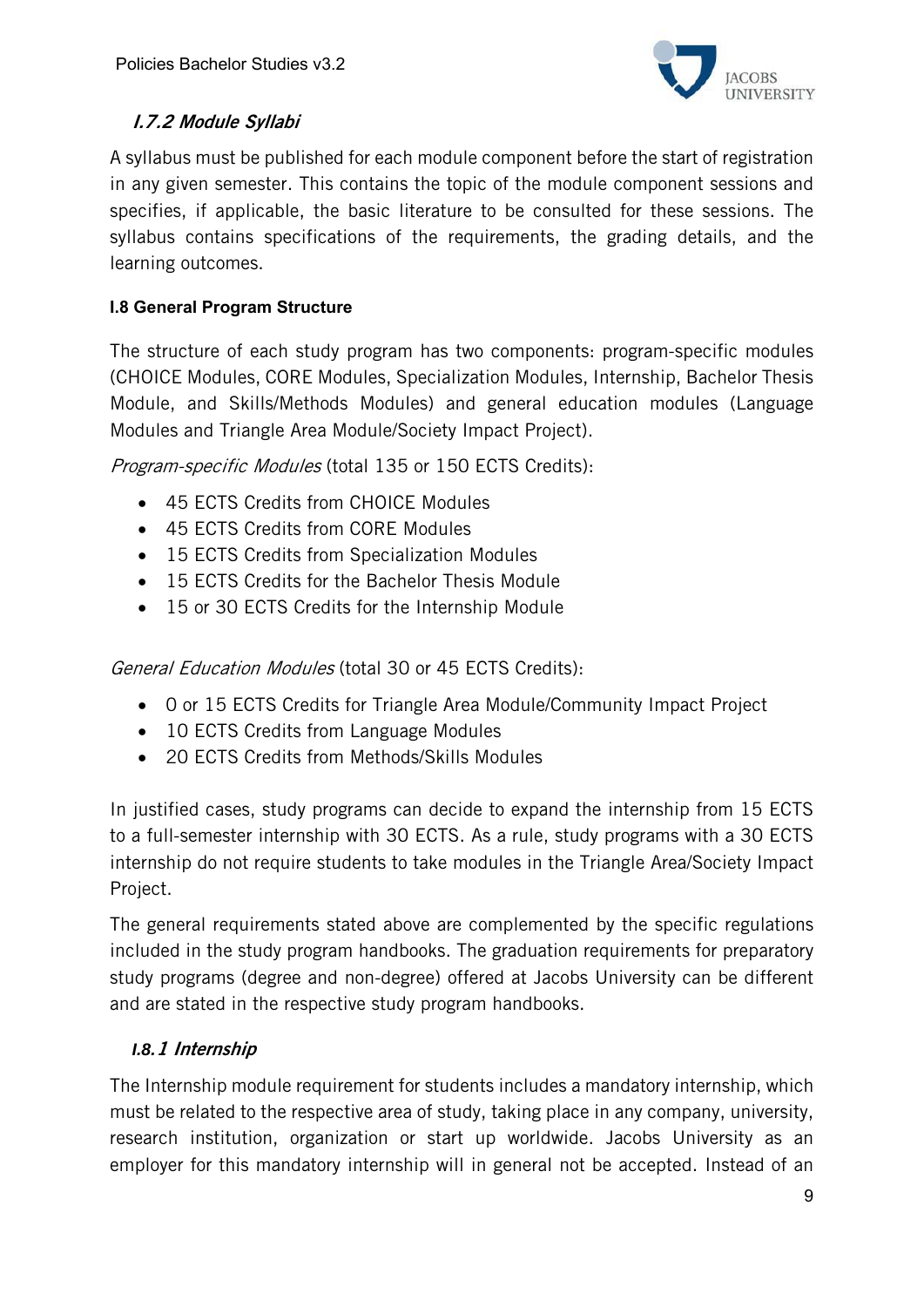### I.7.2 Module Syllabi

A syllabus must be published for each module component before the start of registration in any given semester. This contains the topic of the module component sessions and specifies, if applicable, the basic literature to be consulted for these sessions. The syllabus contains specifications of the requirements, the grading details, and the learning outcomes.

## I.8 General Program Structure

The structure of each study program has two components: program-specific modules (CHOICE Modules, CORE Modules, Specialization Modules, Internship, Bachelor Thesis Module, and Skills/Methods Modules) and general education modules (Language Modules and Triangle Area Module/Society Impact Project).

*Program-specific Modules* (total 135 or 150 ECTS Credits):

- 45 ECTS Credits from CHOICE Modules
- 45 ECTS Credits from CORE Modules
- 15 ECTS Credits from Specialization Modules
- 15 ECTS Credits for the Bachelor Thesis Module
- 15 or 30 ECTS Credits for the Internship Module

*General Education Modules* (total 30 or 45 ECTS Credits):

- 0 or 15 ECTS Credits for Triangle Area Module/Community Impact Project
- 10 ECTS Credits from Language Modules
- 20 ECTS Credits from Methods/Skills Modules

In justified cases, study programs can decide to expand the internship from 15 ECTS to a full-semester internship with 30 ECTS. As a rule, study programs with a 30 ECTS internship do not require students to take modules in the Triangle Area/Society Impact Project.

The general requirements stated above are complemented by the specific regulations included in the study program handbooks. The graduation requirements for preparatory study programs (degree and non-degree) offered at Jacobs University can be different and are stated in the respective study program handbooks.

### I.8.1 Internship

The Internship module requirement for students includes a mandatory internship, which must be related to the respective area of study, taking place in any company, university, research institution, organization or start up worldwide. Jacobs University as an employer for this mandatory internship will in general not be accepted. Instead of an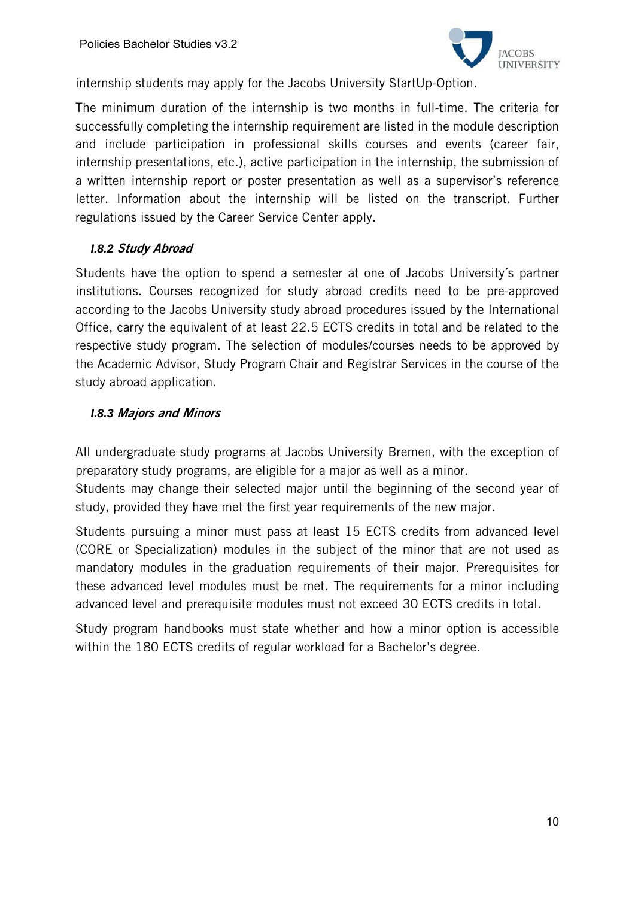internship students may apply for the Jacobs University StartUp-Option.

The minimum duration of the internship is two months in full-time. The criteria for successfully completing the internship requirement are listed in the module description and include participation in professional skills courses and events (career fair, internship presentations, etc.), active participation in the internship, the submission of a written internship report or poster presentation as well as a supervisor's reference letter. Information about the internship will be listed on the transcript. Further regulations issued by the Career Service Center apply.

### I.8.2 Study Abroad

Students have the option to spend a semester at one of Jacobs University´s partner institutions. Courses recognized for study abroad credits need to be pre-approved according to the Jacobs University study abroad procedures issued by the International Office, carry the equivalent of at least 22.5 ECTS credits in total and be related to the respective study program. The selection of modules/courses needs to be approved by the Academic Advisor, Study Program Chair and Registrar Services in the course of the study abroad application.

### I.8.3 Majors and Minors

All undergraduate study programs at Jacobs University Bremen, with the exception of preparatory study programs, are eligible for a major as well as a minor.
Students may change their selected major until the beginning of the second year of study, provided they have met the first year requirements of the new major.

Students pursuing a minor must pass at least 15 ECTS credits from advanced level (CORE or Specialization) modules in the subject of the minor that are not used as mandatory modules in the graduation requirements of their major. Prerequisites for these advanced level modules must be met. The requirements for a minor including advanced level and prerequisite modules must not exceed 30 ECTS credits in total.

Study program handbooks must state whether and how a minor option is accessible within the 180 ECTS credits of regular workload for a Bachelor's degree.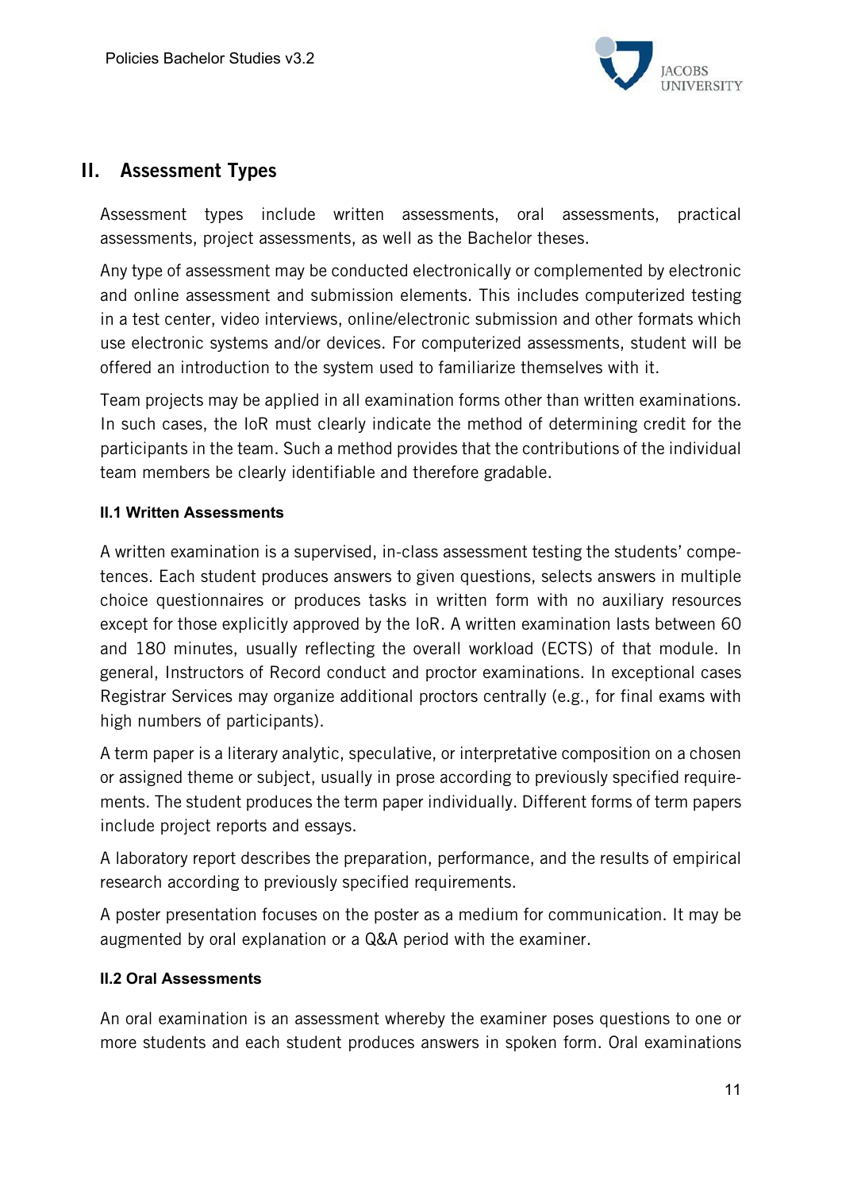## II. Assessment Types

Assessment types include written assessments, oral assessments, practical assessments, project assessments, as well as the Bachelor theses.

Any type of assessment may be conducted electronically or complemented by electronic and online assessment and submission elements. This includes computerized testing in a test center, video interviews, online/electronic submission and other formats which use electronic systems and/or devices. For computerized assessments, student will be offered an introduction to the system used to familiarize themselves with it.

Team projects may be applied in all examination forms other than written examinations. In such cases, the IoR must clearly indicate the method of determining credit for the participants in the team. Such a method provides that the contributions of the individual team members be clearly identifiable and therefore gradable.

#### II.1 Written Assessments

A written examination is a supervised, in-class assessment testing the students' competences. Each student produces answers to given questions, selects answers in multiple choice questionnaires or produces tasks in written form with no auxiliary resources except for those explicitly approved by the IoR. A written examination lasts between 60 and 180 minutes, usually reflecting the overall workload (ECTS) of that module. In general, Instructors of Record conduct and proctor examinations. In exceptional cases Registrar Services may organize additional proctors centrally (e.g., for final exams with high numbers of participants).

A term paper is a literary analytic, speculative, or interpretative composition on a chosen or assigned theme or subject, usually in prose according to previously specified requirements. The student produces the term paper individually. Different forms of term papers include project reports and essays.

A laboratory report describes the preparation, performance, and the results of empirical research according to previously specified requirements.

A poster presentation focuses on the poster as a medium for communication. It may be augmented by oral explanation or a Q&A period with the examiner.

#### II.2 Oral Assessments

An oral examination is an assessment whereby the examiner poses questions to one or more students and each student produces answers in spoken form. Oral examinations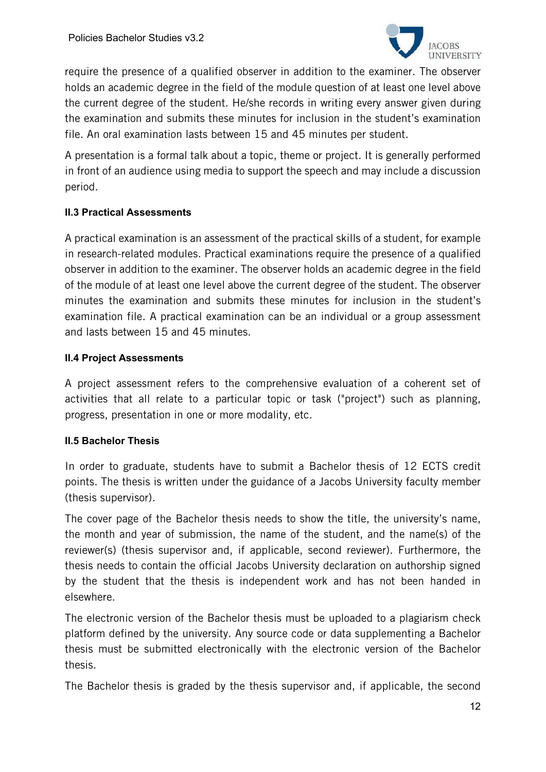require the presence of a qualified observer in addition to the examiner. The observer holds an academic degree in the field of the module question of at least one level above the current degree of the student. He/she records in writing every answer given during the examination and submits these minutes for inclusion in the student's examination file. An oral examination lasts between 15 and 45 minutes per student.

A presentation is a formal talk about a topic, theme or project. It is generally performed in front of an audience using media to support the speech and may include a discussion period.

### II.3 Practical Assessments

A practical examination is an assessment of the practical skills of a student, for example in research-related modules. Practical examinations require the presence of a qualified observer in addition to the examiner. The observer holds an academic degree in the field of the module of at least one level above the current degree of the student. The observer minutes the examination and submits these minutes for inclusion in the student's examination file. A practical examination can be an individual or a group assessment and lasts between 15 and 45 minutes.

### II.4 Project Assessments

A project assessment refers to the comprehensive evaluation of a coherent set of activities that all relate to a particular topic or task ("project") such as planning, progress, presentation in one or more modality, etc.

### II.5 Bachelor Thesis

In order to graduate, students have to submit a Bachelor thesis of 12 ECTS credit points. The thesis is written under the guidance of a Jacobs University faculty member (thesis supervisor).

The cover page of the Bachelor thesis needs to show the title, the university's name, the month and year of submission, the name of the student, and the name(s) of the reviewer(s) (thesis supervisor and, if applicable, second reviewer). Furthermore, the thesis needs to contain the official Jacobs University declaration on authorship signed by the student that the thesis is independent work and has not been handed in elsewhere.

The electronic version of the Bachelor thesis must be uploaded to a plagiarism check platform defined by the university. Any source code or data supplementing a Bachelor thesis must be submitted electronically with the electronic version of the Bachelor thesis.

The Bachelor thesis is graded by the thesis supervisor and, if applicable, the second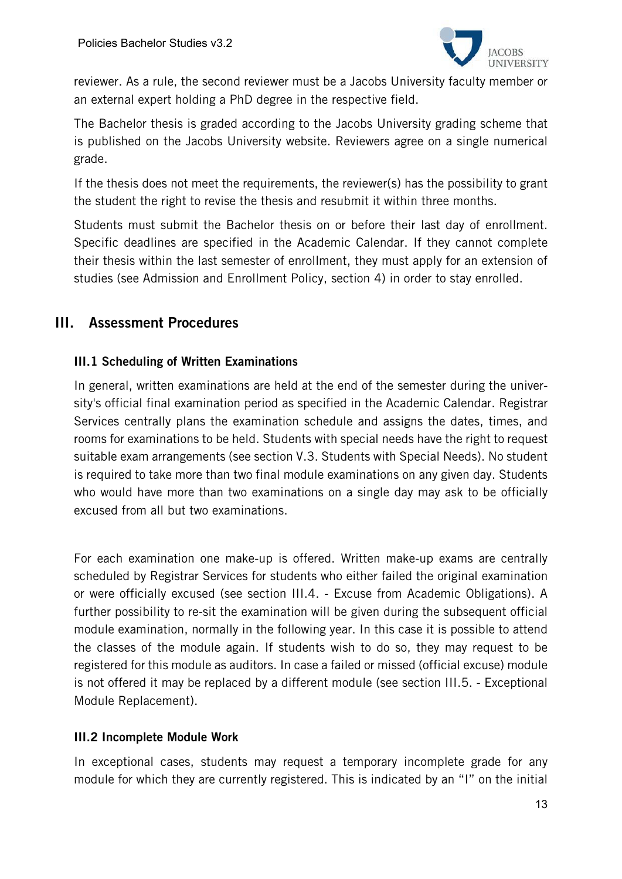reviewer. As a rule, the second reviewer must be a Jacobs University faculty member or an external expert holding a PhD degree in the respective field.

The Bachelor thesis is graded according to the Jacobs University grading scheme that is published on the Jacobs University website. Reviewers agree on a single numerical grade.

If the thesis does not meet the requirements, the reviewer(s) has the possibility to grant the student the right to revise the thesis and resubmit it within three months.

Students must submit the Bachelor thesis on or before their last day of enrollment. Specific deadlines are specified in the Academic Calendar. If they cannot complete their thesis within the last semester of enrollment, they must apply for an extension of studies (see Admission and Enrollment Policy, section 4) in order to stay enrolled.

## III. Assessment Procedures

### III.1 Scheduling of Written Examinations

In general, written examinations are held at the end of the semester during the university's official final examination period as specified in the Academic Calendar. Registrar Services centrally plans the examination schedule and assigns the dates, times, and rooms for examinations to be held. Students with special needs have the right to request suitable exam arrangements (see section V.3. Students with Special Needs). No student is required to take more than two final module examinations on any given day. Students who would have more than two examinations on a single day may ask to be officially excused from all but two examinations.

For each examination one make-up is offered. Written make-up exams are centrally scheduled by Registrar Services for students who either failed the original examination or were officially excused (see section III.4. - Excuse from Academic Obligations). A further possibility to re-sit the examination will be given during the subsequent official module examination, normally in the following year. In this case it is possible to attend the classes of the module again. If students wish to do so, they may request to be registered for this module as auditors. In case a failed or missed (official excuse) module is not offered it may be replaced by a different module (see section III.5. - Exceptional Module Replacement).

### III.2 Incomplete Module Work

In exceptional cases, students may request a temporary incomplete grade for any module for which they are currently registered. This is indicated by an "I" on the initial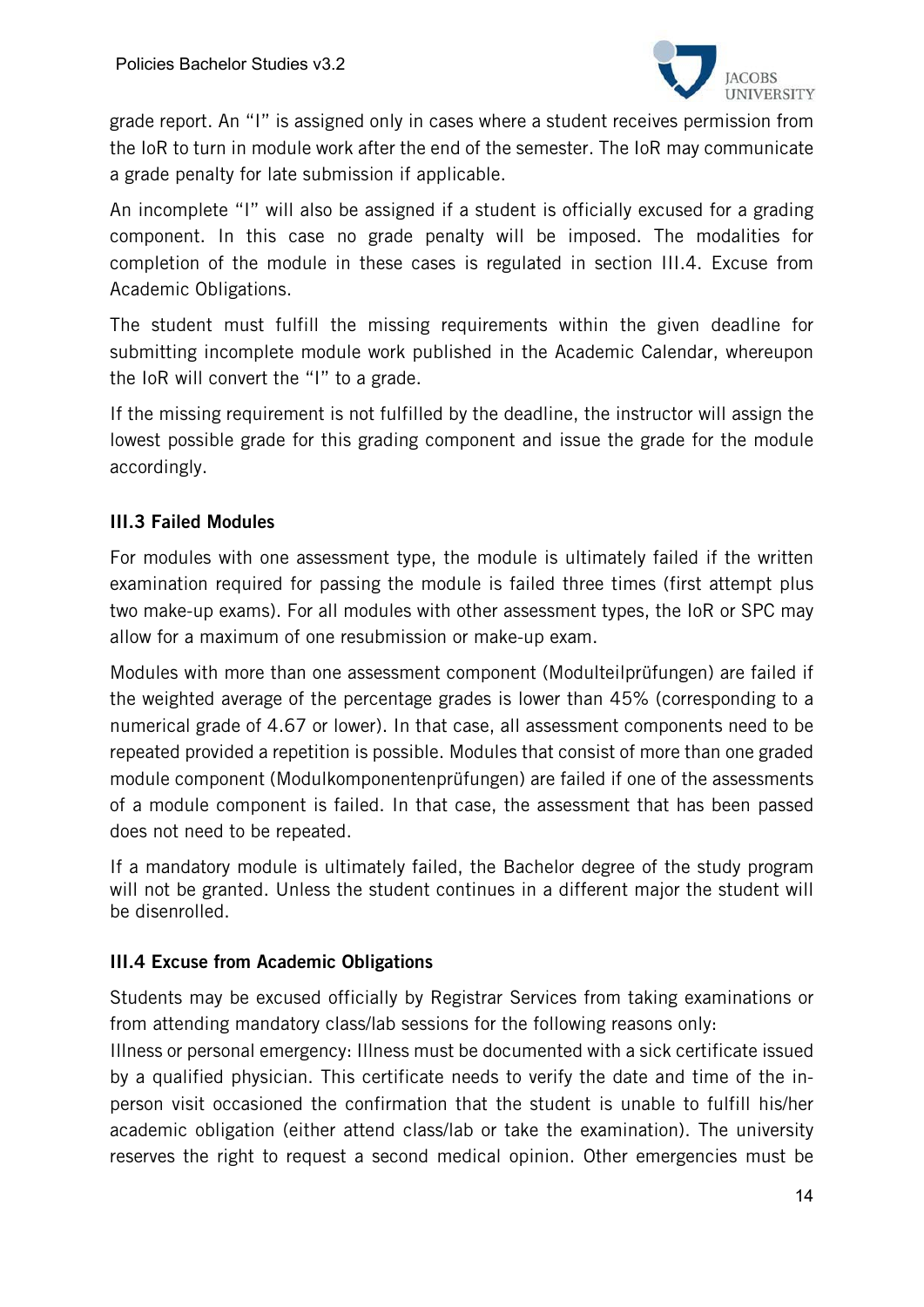grade report. An "I" is assigned only in cases where a student receives permission from the IoR to turn in module work after the end of the semester. The IoR may communicate a grade penalty for late submission if applicable.

An incomplete "I" will also be assigned if a student is officially excused for a grading component. In this case no grade penalty will be imposed. The modalities for completion of the module in these cases is regulated in section III.4. Excuse from Academic Obligations.

The student must fulfill the missing requirements within the given deadline for submitting incomplete module work published in the Academic Calendar, whereupon the IoR will convert the "I" to a grade.

If the missing requirement is not fulfilled by the deadline, the instructor will assign the lowest possible grade for this grading component and issue the grade for the module accordingly.

### III.3 Failed Modules

For modules with one assessment type, the module is ultimately failed if the written examination required for passing the module is failed three times (first attempt plus two make-up exams). For all modules with other assessment types, the IoR or SPC may allow for a maximum of one resubmission or make-up exam.

Modules with more than one assessment component (Modulteilprüfungen) are failed if the weighted average of the percentage grades is lower than 45% (corresponding to a numerical grade of 4.67 or lower). In that case, all assessment components need to be repeated provided a repetition is possible. Modules that consist of more than one graded module component (Modulkomponentenprüfungen) are failed if one of the assessments of a module component is failed. In that case, the assessment that has been passed does not need to be repeated.

If a mandatory module is ultimately failed, the Bachelor degree of the study program will not be granted. Unless the student continues in a different major the student will be disenrolled.

### III.4 Excuse from Academic Obligations

Students may be excused officially by Registrar Services from taking examinations or from attending mandatory class/lab sessions for the following reasons only:

Illness or personal emergency: Illness must be documented with a sick certificate issued by a qualified physician. This certificate needs to verify the date and time of the in-person visit occasioned the confirmation that the student is unable to fulfill his/her academic obligation (either attend class/lab or take the examination). The university reserves the right to request a second medical opinion. Other emergencies must be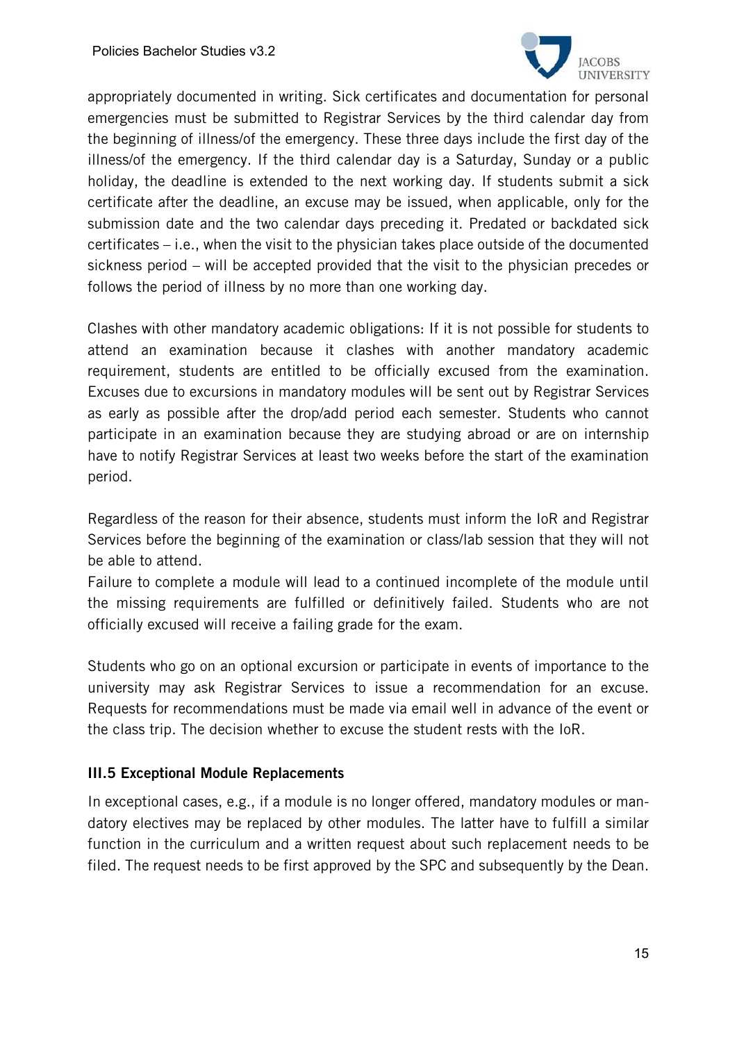appropriately documented in writing. Sick certificates and documentation for personal emergencies must be submitted to Registrar Services by the third calendar day from the beginning of illness/of the emergency. These three days include the first day of the illness/of the emergency. If the third calendar day is a Saturday, Sunday or a public holiday, the deadline is extended to the next working day. If students submit a sick certificate after the deadline, an excuse may be issued, when applicable, only for the submission date and the two calendar days preceding it. Predated or backdated sick certificates – i.e., when the visit to the physician takes place outside of the documented sickness period – will be accepted provided that the visit to the physician precedes or follows the period of illness by no more than one working day.

Clashes with other mandatory academic obligations: If it is not possible for students to attend an examination because it clashes with another mandatory academic requirement, students are entitled to be officially excused from the examination. Excuses due to excursions in mandatory modules will be sent out by Registrar Services as early as possible after the drop/add period each semester. Students who cannot participate in an examination because they are studying abroad or are on internship have to notify Registrar Services at least two weeks before the start of the examination period.

Regardless of the reason for their absence, students must inform the IoR and Registrar Services before the beginning of the examination or class/lab session that they will not be able to attend.
Failure to complete a module will lead to a continued incomplete of the module until the missing requirements are fulfilled or definitively failed. Students who are not officially excused will receive a failing grade for the exam.

Students who go on an optional excursion or participate in events of importance to the university may ask Registrar Services to issue a recommendation for an excuse. Requests for recommendations must be made via email well in advance of the event or the class trip. The decision whether to excuse the student rests with the IoR.

### III.5 Exceptional Module Replacements

In exceptional cases, e.g., if a module is no longer offered, mandatory modules or mandatory electives may be replaced by other modules. The latter have to fulfill a similar function in the curriculum and a written request about such replacement needs to be filed. The request needs to be first approved by the SPC and subsequently by the Dean.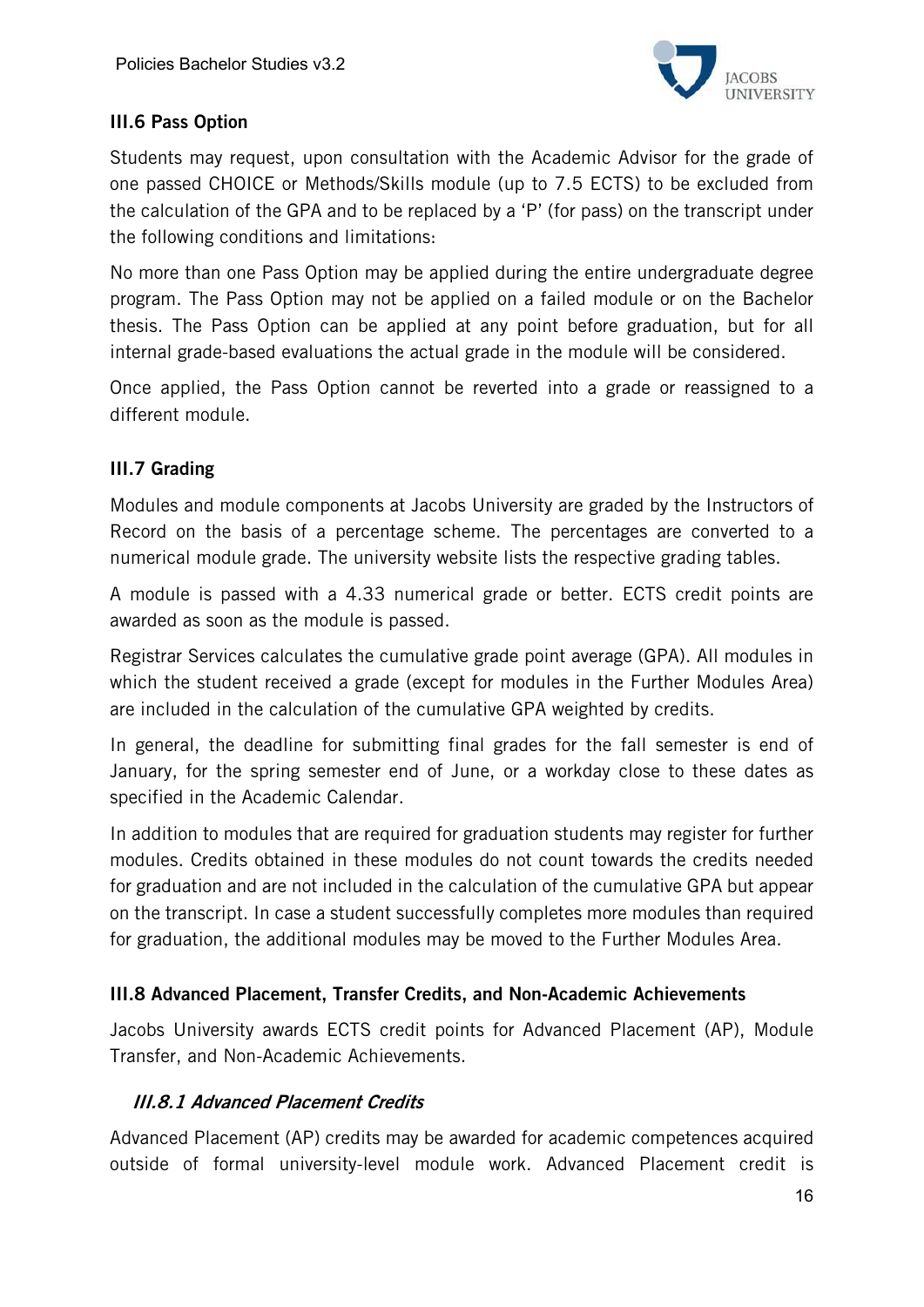### III.6 Pass Option

Students may request, upon consultation with the Academic Advisor for the grade of one passed CHOICE or Methods/Skills module (up to 7.5 ECTS) to be excluded from the calculation of the GPA and to be replaced by a 'P' (for pass) on the transcript under the following conditions and limitations:

No more than one Pass Option may be applied during the entire undergraduate degree program. The Pass Option may not be applied on a failed module or on the Bachelor thesis. The Pass Option can be applied at any point before graduation, but for all internal grade-based evaluations the actual grade in the module will be considered.

Once applied, the Pass Option cannot be reverted into a grade or reassigned to a different module.

### III.7 Grading

Modules and module components at Jacobs University are graded by the Instructors of Record on the basis of a percentage scheme. The percentages are converted to a numerical module grade. The university website lists the respective grading tables.

A module is passed with a 4.33 numerical grade or better. ECTS credit points are awarded as soon as the module is passed.

Registrar Services calculates the cumulative grade point average (GPA). All modules in which the student received a grade (except for modules in the Further Modules Area) are included in the calculation of the cumulative GPA weighted by credits.

In general, the deadline for submitting final grades for the fall semester is end of January, for the spring semester end of June, or a workday close to these dates as specified in the Academic Calendar.

In addition to modules that are required for graduation students may register for further modules. Credits obtained in these modules do not count towards the credits needed for graduation and are not included in the calculation of the cumulative GPA but appear on the transcript. In case a student successfully completes more modules than required for graduation, the additional modules may be moved to the Further Modules Area.

### III.8 Advanced Placement, Transfer Credits, and Non-Academic Achievements

Jacobs University awards ECTS credit points for Advanced Placement (AP), Module Transfer, and Non-Academic Achievements.

#### *III.8.1 Advanced Placement Credits*

Advanced Placement (AP) credits may be awarded for academic competences acquired outside of formal university-level module work. Advanced Placement credit is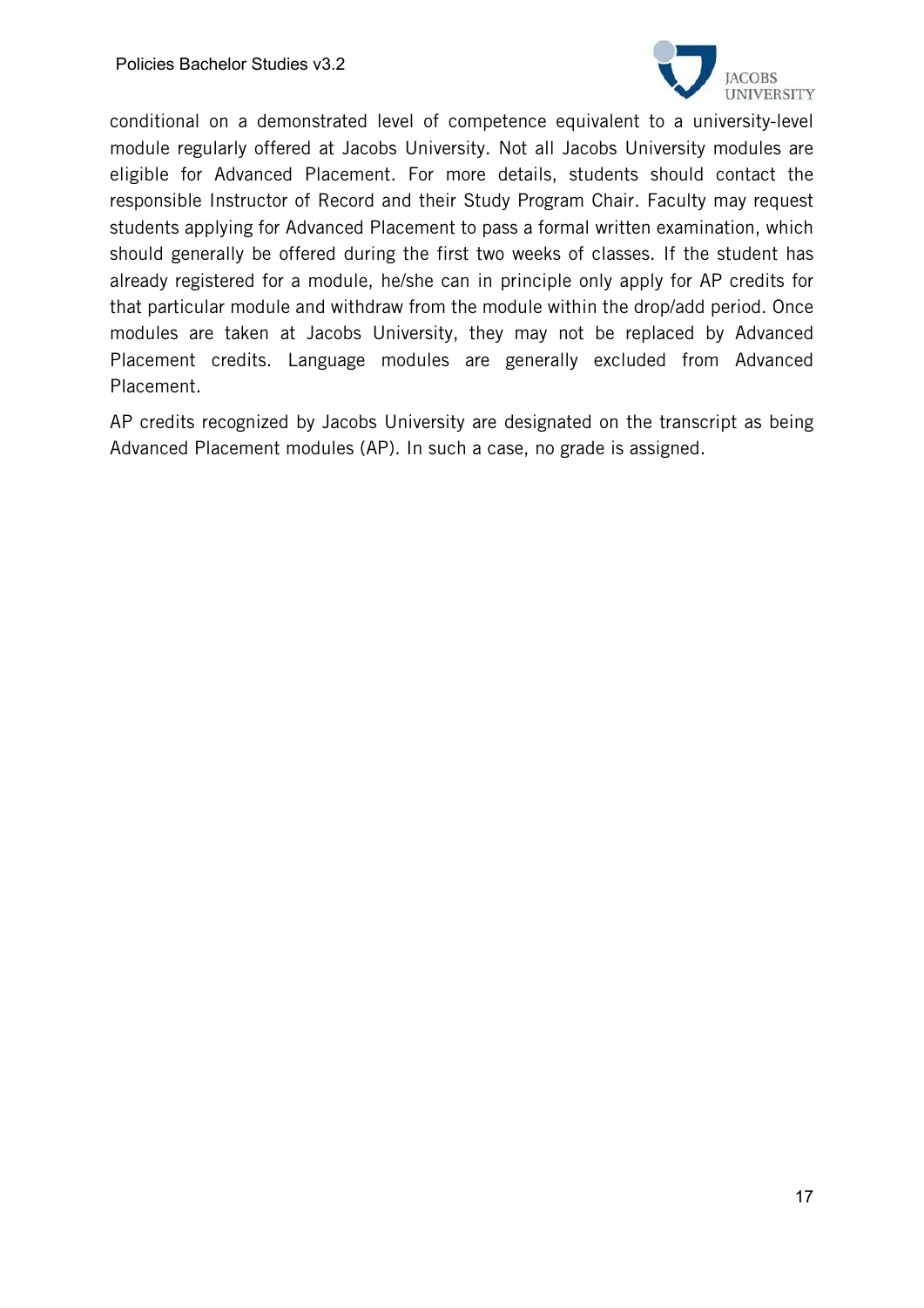conditional on a demonstrated level of competence equivalent to a university-level module regularly offered at Jacobs University. Not all Jacobs University modules are eligible for Advanced Placement. For more details, students should contact the responsible Instructor of Record and their Study Program Chair. Faculty may request students applying for Advanced Placement to pass a formal written examination, which should generally be offered during the first two weeks of classes. If the student has already registered for a module, he/she can in principle only apply for AP credits for that particular module and withdraw from the module within the drop/add period. Once modules are taken at Jacobs University, they may not be replaced by Advanced Placement credits. Language modules are generally excluded from Advanced Placement.

AP credits recognized by Jacobs University are designated on the transcript as being Advanced Placement modules (AP). In such a case, no grade is assigned.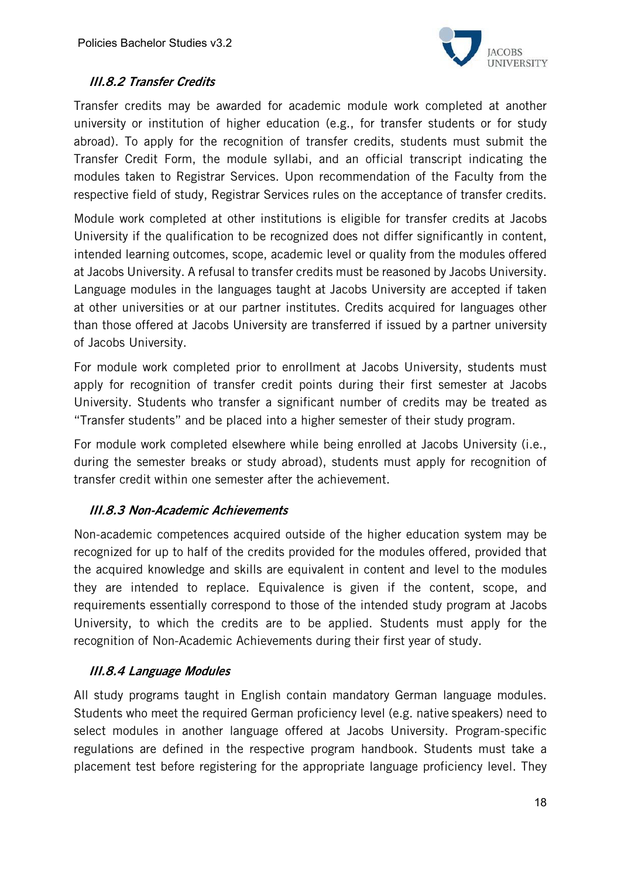### *III.8.2 Transfer Credits*

Transfer credits may be awarded for academic module work completed at another university or institution of higher education (e.g., for transfer students or for study abroad). To apply for the recognition of transfer credits, students must submit the Transfer Credit Form, the module syllabi, and an official transcript indicating the modules taken to Registrar Services. Upon recommendation of the Faculty from the respective field of study, Registrar Services rules on the acceptance of transfer credits.

Module work completed at other institutions is eligible for transfer credits at Jacobs University if the qualification to be recognized does not differ significantly in content, intended learning outcomes, scope, academic level or quality from the modules offered at Jacobs University. A refusal to transfer credits must be reasoned by Jacobs University. Language modules in the languages taught at Jacobs University are accepted if taken at other universities or at our partner institutes. Credits acquired for languages other than those offered at Jacobs University are transferred if issued by a partner university of Jacobs University.

For module work completed prior to enrollment at Jacobs University, students must apply for recognition of transfer credit points during their first semester at Jacobs University. Students who transfer a significant number of credits may be treated as "Transfer students" and be placed into a higher semester of their study program.

For module work completed elsewhere while being enrolled at Jacobs University (i.e., during the semester breaks or study abroad), students must apply for recognition of transfer credit within one semester after the achievement.

### *III.8.3 Non-Academic Achievements*

Non-academic competences acquired outside of the higher education system may be recognized for up to half of the credits provided for the modules offered, provided that the acquired knowledge and skills are equivalent in content and level to the modules they are intended to replace. Equivalence is given if the content, scope, and requirements essentially correspond to those of the intended study program at Jacobs University, to which the credits are to be applied. Students must apply for the recognition of Non-Academic Achievements during their first year of study.

### *III.8.4 Language Modules*

All study programs taught in English contain mandatory German language modules. Students who meet the required German proficiency level (e.g. native speakers) need to select modules in another language offered at Jacobs University. Program-specific regulations are defined in the respective program handbook. Students must take a placement test before registering for the appropriate language proficiency level. They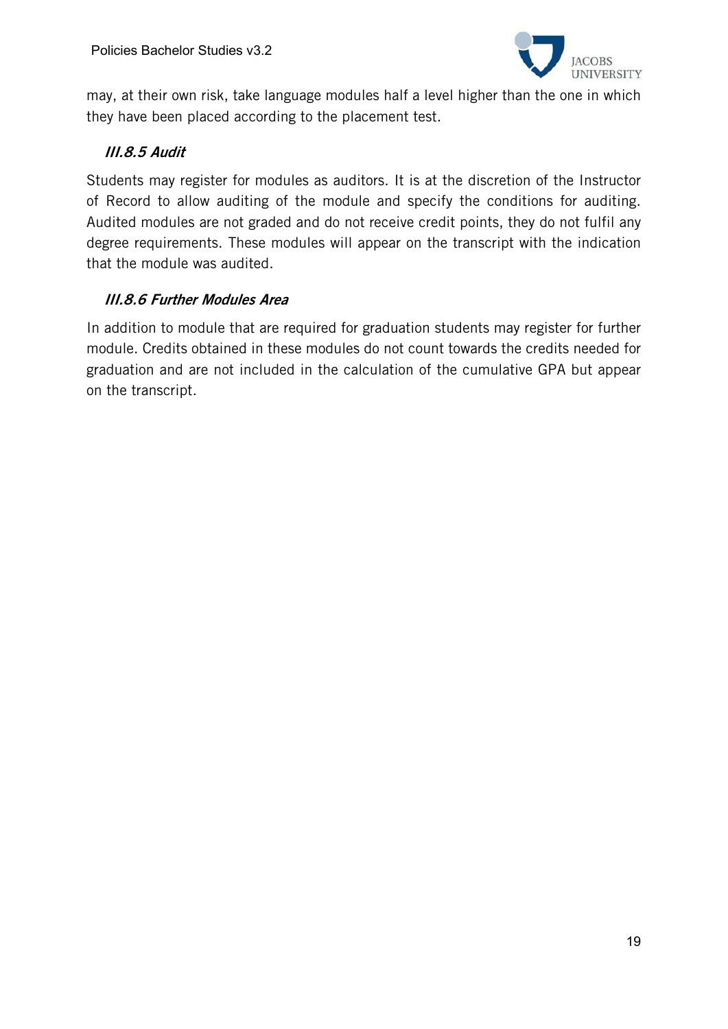may, at their own risk, take language modules half a level higher than the one in which they have been placed according to the placement test.

### *III.8.5 Audit*

Students may register for modules as auditors. It is at the discretion of the Instructor of Record to allow auditing of the module and specify the conditions for auditing. Audited modules are not graded and do not receive credit points, they do not fulfil any degree requirements. These modules will appear on the transcript with the indication that the module was audited.

### *III.8.6 Further Modules Area*

In addition to module that are required for graduation students may register for further module. Credits obtained in these modules do not count towards the credits needed for graduation and are not included in the calculation of the cumulative GPA but appear on the transcript.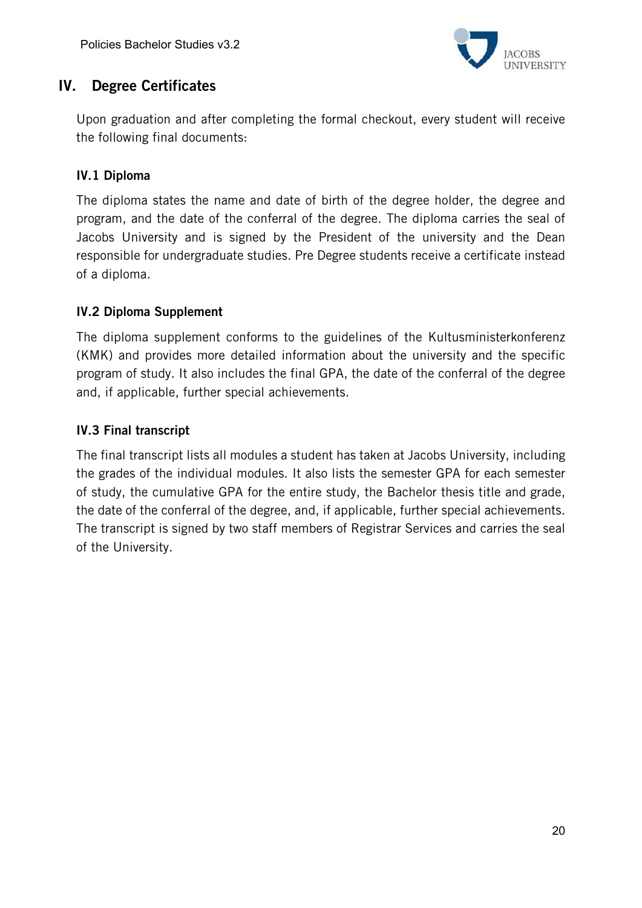# IV. Degree Certificates

Upon graduation and after completing the formal checkout, every student will receive the following final documents:

## IV.1 Diploma

The diploma states the name and date of birth of the degree holder, the degree and program, and the date of the conferral of the degree. The diploma carries the seal of Jacobs University and is signed by the President of the university and the Dean responsible for undergraduate studies. Pre Degree students receive a certificate instead of a diploma.

## IV.2 Diploma Supplement

The diploma supplement conforms to the guidelines of the Kultusministerkonferenz (KMK) and provides more detailed information about the university and the specific program of study. It also includes the final GPA, the date of the conferral of the degree and, if applicable, further special achievements.

## IV.3 Final transcript

The final transcript lists all modules a student has taken at Jacobs University, including the grades of the individual modules. It also lists the semester GPA for each semester of study, the cumulative GPA for the entire study, the Bachelor thesis title and grade, the date of the conferral of the degree, and, if applicable, further special achievements. The transcript is signed by two staff members of Registrar Services and carries the seal of the University.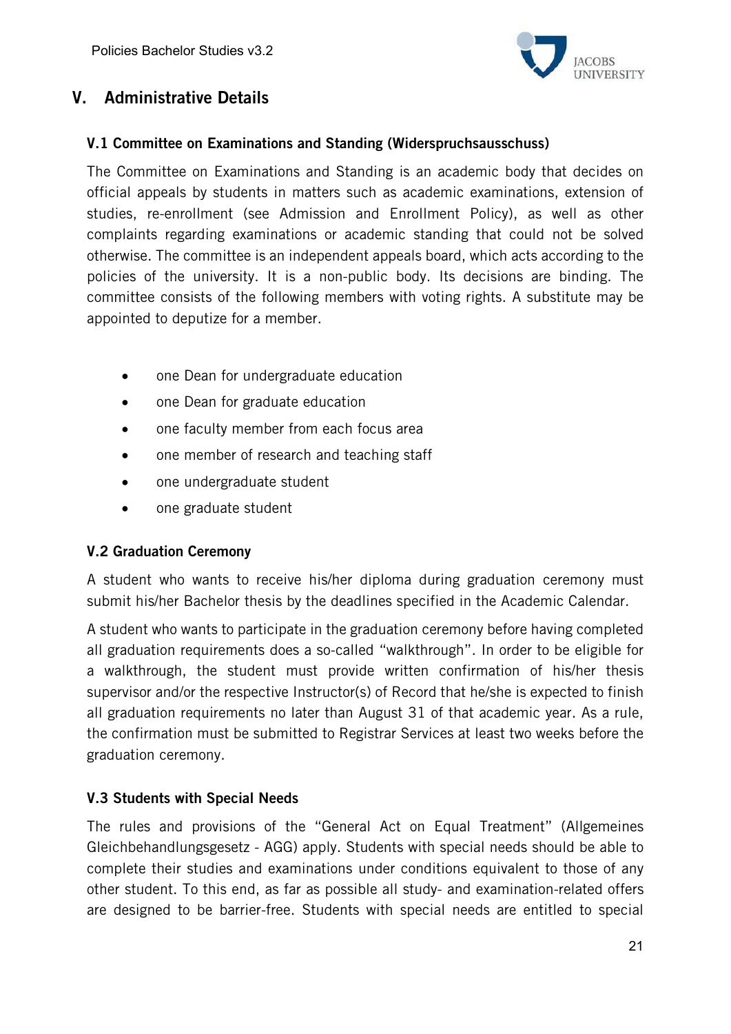## V. Administrative Details

### V.1 Committee on Examinations and Standing (Widerspruchsausschuss)

The Committee on Examinations and Standing is an academic body that decides on official appeals by students in matters such as academic examinations, extension of studies, re-enrollment (see Admission and Enrollment Policy), as well as other complaints regarding examinations or academic standing that could not be solved otherwise. The committee is an independent appeals board, which acts according to the policies of the university. It is a non-public body. Its decisions are binding. The committee consists of the following members with voting rights. A substitute may be appointed to deputize for a member.

- one Dean for undergraduate education
- one Dean for graduate education
- one faculty member from each focus area
- one member of research and teaching staff
- one undergraduate student
- one graduate student

### V.2 Graduation Ceremony

A student who wants to receive his/her diploma during graduation ceremony must submit his/her Bachelor thesis by the deadlines specified in the Academic Calendar.

A student who wants to participate in the graduation ceremony before having completed all graduation requirements does a so-called "walkthrough". In order to be eligible for a walkthrough, the student must provide written confirmation of his/her thesis supervisor and/or the respective Instructor(s) of Record that he/she is expected to finish all graduation requirements no later than August 31 of that academic year. As a rule, the confirmation must be submitted to Registrar Services at least two weeks before the graduation ceremony.

### V.3 Students with Special Needs

The rules and provisions of the "General Act on Equal Treatment" (Allgemeines Gleichbehandlungsgesetz - AGG) apply. Students with special needs should be able to complete their studies and examinations under conditions equivalent to those of any other student. To this end, as far as possible all study- and examination-related offers are designed to be barrier-free. Students with special needs are entitled to special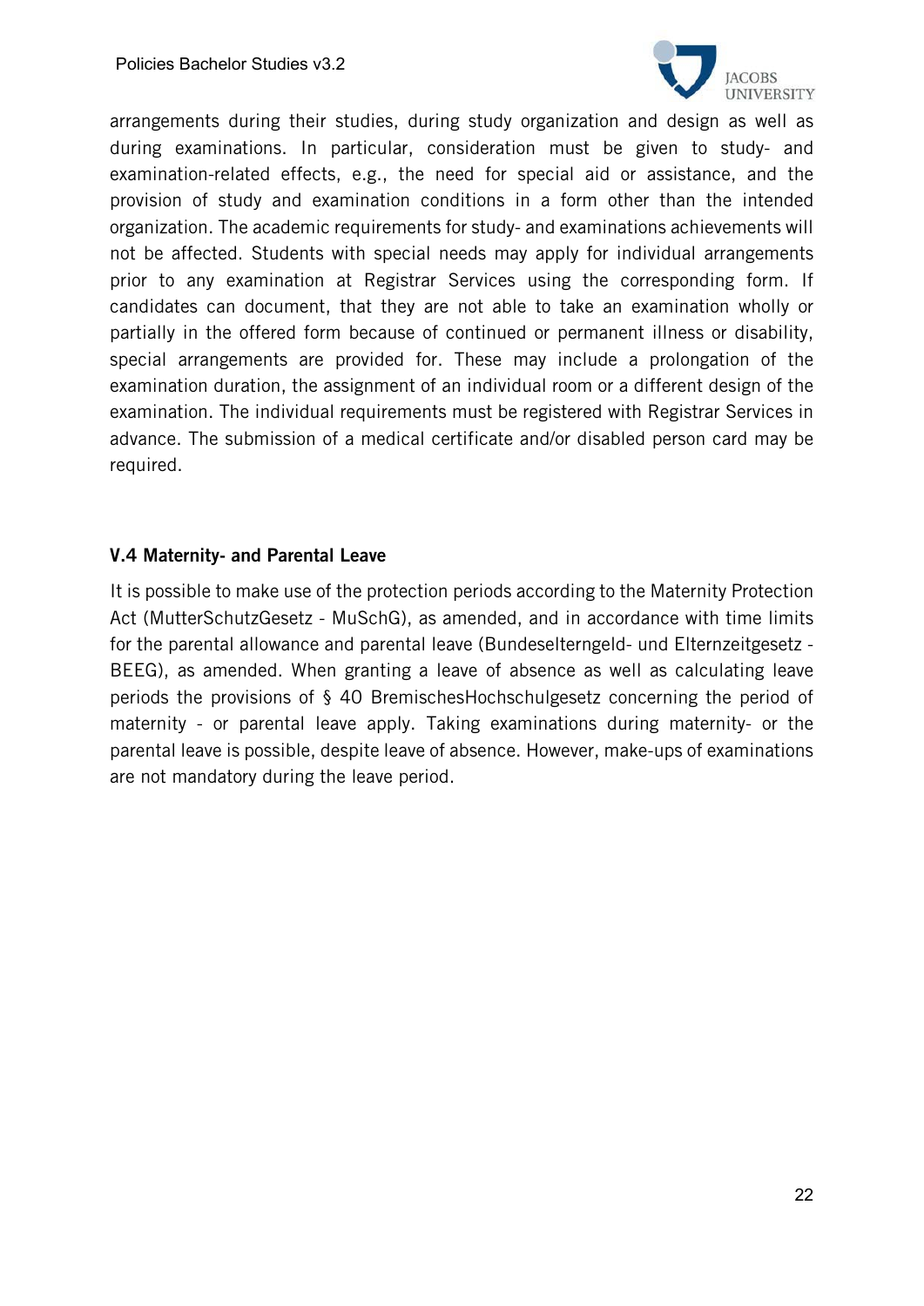arrangements during their studies, during study organization and design as well as during examinations. In particular, consideration must be given to study- and examination-related effects, e.g., the need for special aid or assistance, and the provision of study and examination conditions in a form other than the intended organization. The academic requirements for study- and examinations achievements will not be affected. Students with special needs may apply for individual arrangements prior to any examination at Registrar Services using the corresponding form. If candidates can document, that they are not able to take an examination wholly or partially in the offered form because of continued or permanent illness or disability, special arrangements are provided for. These may include a prolongation of the examination duration, the assignment of an individual room or a different design of the examination. The individual requirements must be registered with Registrar Services in advance. The submission of a medical certificate and/or disabled person card may be required.

### V.4 Maternity- and Parental Leave

It is possible to make use of the protection periods according to the Maternity Protection Act (MutterSchutzGesetz - MuSchG), as amended, and in accordance with time limits for the parental allowance and parental leave (Bundeselterngeld- und Elternzeitgesetz - BEEG), as amended. When granting a leave of absence as well as calculating leave periods the provisions of § 40 BremischesHochschulgesetz concerning the period of maternity - or parental leave apply. Taking examinations during maternity- or the parental leave is possible, despite leave of absence. However, make-ups of examinations are not mandatory during the leave period.